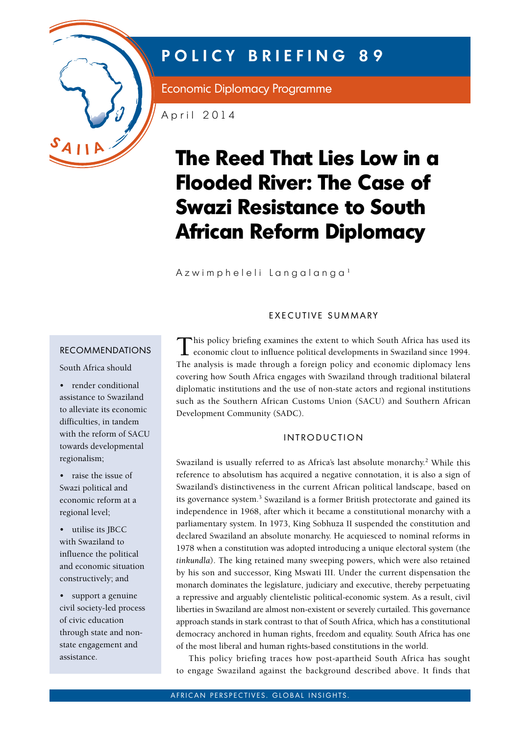# POLICY BRIEFING 89

Economic Diplomacy Programme

April 2014

# The Reed That Lies Low in a Flooded River: The Case of Swazi Resistance to South African Reform Diplomacy

Azwimpheleli Langalanga[1]

## EXECUTIVE SUMMARY

This policy briefing examines the extent to which South Africa has used its economic clout to influence political developments in Swaziland since 1994. The analysis is made through a foreign policy and economic diplomacy lens covering how South Africa engages with Swaziland through traditional bilateral diplomatic institutions and the use of non-state actors and regional institutions such as the Southern African Customs Union (SACU) and Southern African Development Community (SADC).

## RECOMMENDATIONS

South Africa should

- render conditional assistance to Swaziland to alleviate its economic difficulties, in tandem with the reform of SACU towards developmental regionalism;
- raise the issue of Swazi political and economic reform at a regional level;
- utilise its JBCC with Swaziland to influence the political and economic situation constructively; and
- support a genuine civil society-led process of civic education through state and non-state engagement and assistance.

## INTRODUCTION

Swaziland is usually referred to as Africa's last absolute monarchy.[2] While this reference to absolutism has acquired a negative connotation, it is also a sign of Swaziland's distinctiveness in the current African political landscape, based on its governance system.[3] Swaziland is a former British protectorate and gained its independence in 1968, after which it became a constitutional monarchy with a parliamentary system. In 1973, King Sobhuza II suspended the constitution and declared Swaziland an absolute monarchy. He acquiesced to nominal reforms in 1978 when a constitution was adopted introducing a unique electoral system (the *tinkundla*). The king retained many sweeping powers, which were also retained by his son and successor, King Mswati III. Under the current dispensation the monarch dominates the legislature, judiciary and executive, thereby perpetuating a repressive and arguably clientelistic political-economic system. As a result, civil liberties in Swaziland are almost non-existent or severely curtailed. This governance approach stands in stark contrast to that of South Africa, which has a constitutional democracy anchored in human rights, freedom and equality. South Africa has one of the most liberal and human rights-based constitutions in the world.

This policy briefing traces how post-apartheid South Africa has sought to engage Swaziland against the background described above. It finds that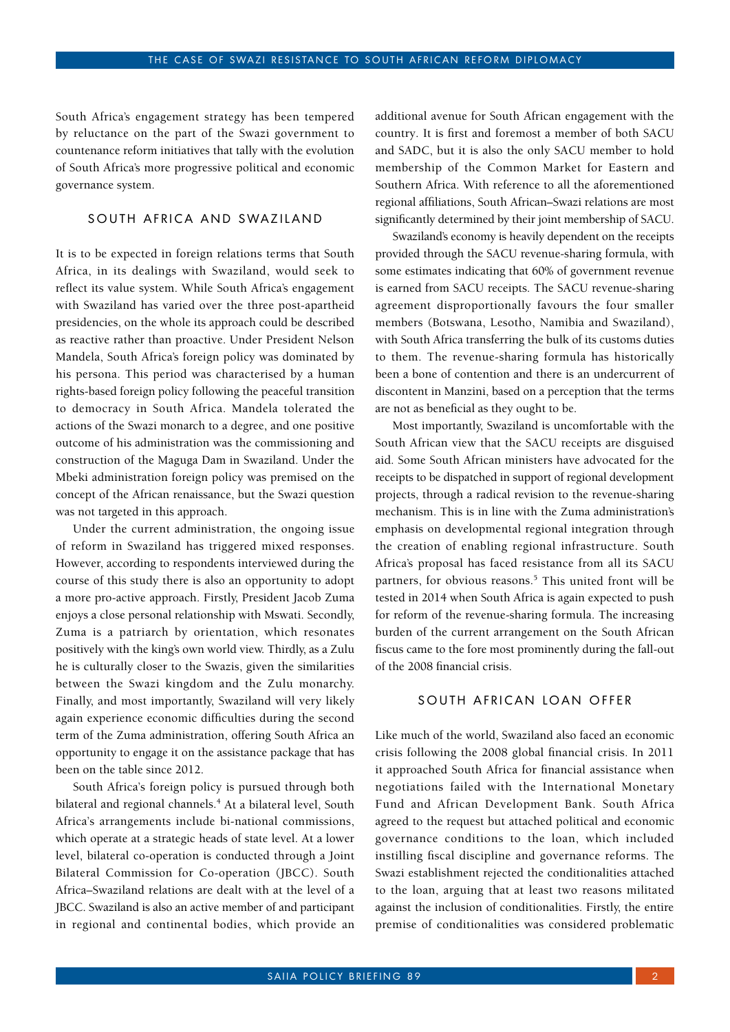South Africa's engagement strategy has been tempered by reluctance on the part of the Swazi government to countenance reform initiatives that tally with the evolution of South Africa's more progressive political and economic governance system.

## SOUTH AFRICA AND SWAZILAND

It is to be expected in foreign relations terms that South Africa, in its dealings with Swaziland, would seek to reflect its value system. While South Africa's engagement with Swaziland has varied over the three post-apartheid presidencies, on the whole its approach could be described as reactive rather than proactive. Under President Nelson Mandela, South Africa's foreign policy was dominated by his persona. This period was characterised by a human rights-based foreign policy following the peaceful transition to democracy in South Africa. Mandela tolerated the actions of the Swazi monarch to a degree, and one positive outcome of his administration was the commissioning and construction of the Maguga Dam in Swaziland. Under the Mbeki administration foreign policy was premised on the concept of the African renaissance, but the Swazi question was not targeted in this approach.

Under the current administration, the ongoing issue of reform in Swaziland has triggered mixed responses. However, according to respondents interviewed during the course of this study there is also an opportunity to adopt a more pro-active approach. Firstly, President Jacob Zuma enjoys a close personal relationship with Mswati. Secondly, Zuma is a patriarch by orientation, which resonates positively with the king's own world view. Thirdly, as a Zulu he is culturally closer to the Swazis, given the similarities between the Swazi kingdom and the Zulu monarchy. Finally, and most importantly, Swaziland will very likely again experience economic difficulties during the second term of the Zuma administration, offering South Africa an opportunity to engage it on the assistance package that has been on the table since 2012.

South Africa's foreign policy is pursued through both bilateral and regional channels.[4] At a bilateral level, South Africa's arrangements include bi-national commissions, which operate at a strategic heads of state level. At a lower level, bilateral co-operation is conducted through a Joint Bilateral Commission for Co-operation (JBCC). South Africa–Swaziland relations are dealt with at the level of a JBCC. Swaziland is also an active member of and participant in regional and continental bodies, which provide an additional avenue for South African engagement with the country. It is first and foremost a member of both SACU and SADC, but it is also the only SACU member to hold membership of the Common Market for Eastern and Southern Africa. With reference to all the aforementioned regional affiliations, South African–Swazi relations are most significantly determined by their joint membership of SACU.

Swaziland's economy is heavily dependent on the receipts provided through the SACU revenue-sharing formula, with some estimates indicating that 60% of government revenue is earned from SACU receipts. The SACU revenue-sharing agreement disproportionally favours the four smaller members (Botswana, Lesotho, Namibia and Swaziland), with South Africa transferring the bulk of its customs duties to them. The revenue-sharing formula has historically been a bone of contention and there is an undercurrent of discontent in Manzini, based on a perception that the terms are not as beneficial as they ought to be.

Most importantly, Swaziland is uncomfortable with the South African view that the SACU receipts are disguised aid. Some South African ministers have advocated for the receipts to be dispatched in support of regional development projects, through a radical revision to the revenue-sharing mechanism. This is in line with the Zuma administration's emphasis on developmental regional integration through the creation of enabling regional infrastructure. South Africa's proposal has faced resistance from all its SACU partners, for obvious reasons.[5] This united front will be tested in 2014 when South Africa is again expected to push for reform of the revenue-sharing formula. The increasing burden of the current arrangement on the South African fiscus came to the fore most prominently during the fall-out of the 2008 financial crisis.

## SOUTH AFRICAN LOAN OFFER

Like much of the world, Swaziland also faced an economic crisis following the 2008 global financial crisis. In 2011 it approached South Africa for financial assistance when negotiations failed with the International Monetary Fund and African Development Bank. South Africa agreed to the request but attached political and economic governance conditions to the loan, which included instilling fiscal discipline and governance reforms. The Swazi establishment rejected the conditionalities attached to the loan, arguing that at least two reasons militated against the inclusion of conditionalities. Firstly, the entire premise of conditionalities was considered problematic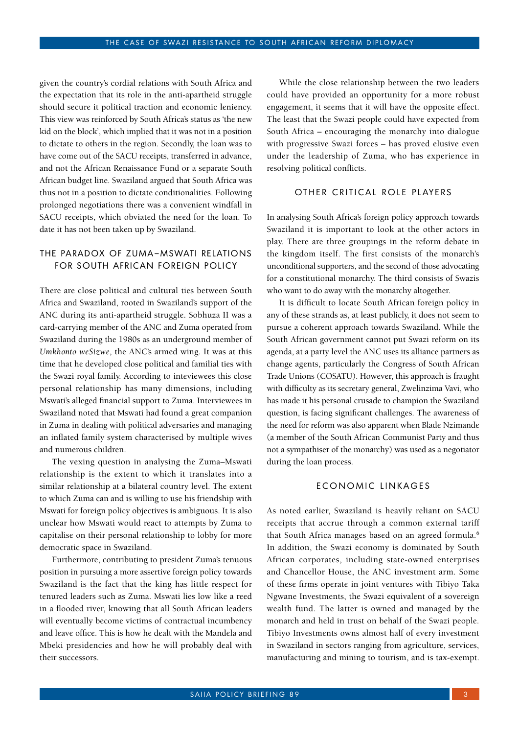given the country's cordial relations with South Africa and the expectation that its role in the anti-apartheid struggle should secure it political traction and economic leniency. This view was reinforced by South Africa's status as 'the new kid on the block', which implied that it was not in a position to dictate to others in the region. Secondly, the loan was to have come out of the SACU receipts, transferred in advance, and not the African Renaissance Fund or a separate South African budget line. Swaziland argued that South Africa was thus not in a position to dictate conditionalities. Following prolonged negotiations there was a convenient windfall in SACU receipts, which obviated the need for the loan. To date it has not been taken up by Swaziland.

## The paradox of Zuma–Mswati relations for South African foreign policy

There are close political and cultural ties between South Africa and Swaziland, rooted in Swaziland's support of the ANC during its anti-apartheid struggle. Sobhuza II was a card-carrying member of the ANC and Zuma operated from Swaziland during the 1980s as an underground member of *Umkhonto weSizwe*, the ANC's armed wing. It was at this time that he developed close political and familial ties with the Swazi royal family. According to inteviewees this close personal relationship has many dimensions, including Mswati's alleged financial support to Zuma. Interviewees in Swaziland noted that Mswati had found a great companion in Zuma in dealing with political adversaries and managing an inflated family system characterised by multiple wives and numerous children.

The vexing question in analysing the Zuma–Mswati relationship is the extent to which it translates into a similar relationship at a bilateral country level. The extent to which Zuma can and is willing to use his friendship with Mswati for foreign policy objectives is ambiguous. It is also unclear how Mswati would react to attempts by Zuma to capitalise on their personal relationship to lobby for more democratic space in Swaziland.

Furthermore, contributing to president Zuma's tenuous position in pursuing a more assertive foreign policy towards Swaziland is the fact that the king has little respect for tenured leaders such as Zuma. Mswati lies low like a reed in a flooded river, knowing that all South African leaders will eventually become victims of contractual incumbency and leave office. This is how he dealt with the Mandela and Mbeki presidencies and how he will probably deal with their successors.

While the close relationship between the two leaders could have provided an opportunity for a more robust engagement, it seems that it will have the opposite effect. The least that the Swazi people could have expected from South Africa – encouraging the monarchy into dialogue with progressive Swazi forces – has proved elusive even under the leadership of Zuma, who has experience in resolving political conflicts.

## Other critical role players

In analysing South Africa's foreign policy approach towards Swaziland it is important to look at the other actors in play. There are three groupings in the reform debate in the kingdom itself. The first consists of the monarch's unconditional supporters, and the second of those advocating for a constitutional monarchy. The third consists of Swazis who want to do away with the monarchy altogether.

It is difficult to locate South African foreign policy in any of these strands as, at least publicly, it does not seem to pursue a coherent approach towards Swaziland. While the South African government cannot put Swazi reform on its agenda, at a party level the ANC uses its alliance partners as change agents, particularly the Congress of South African Trade Unions (COSATU). However, this approach is fraught with difficulty as its secretary general, Zwelinzima Vavi, who has made it his personal crusade to champion the Swaziland question, is facing significant challenges. The awareness of the need for reform was also apparent when Blade Nzimande (a member of the South African Communist Party and thus not a sympathiser of the monarchy) was used as a negotiator during the loan process.

## Economic linkages

As noted earlier, Swaziland is heavily reliant on SACU receipts that accrue through a common external tariff that South Africa manages based on an agreed formula.[6] In addition, the Swazi economy is dominated by South African corporates, including state-owned enterprises and Chancellor House, the ANC investment arm. Some of these firms operate in joint ventures with Tibiyo Taka Ngwane Investments, the Swazi equivalent of a sovereign wealth fund. The latter is owned and managed by the monarch and held in trust on behalf of the Swazi people. Tibiyo Investments owns almost half of every investment in Swaziland in sectors ranging from agriculture, services, manufacturing and mining to tourism, and is tax-exempt.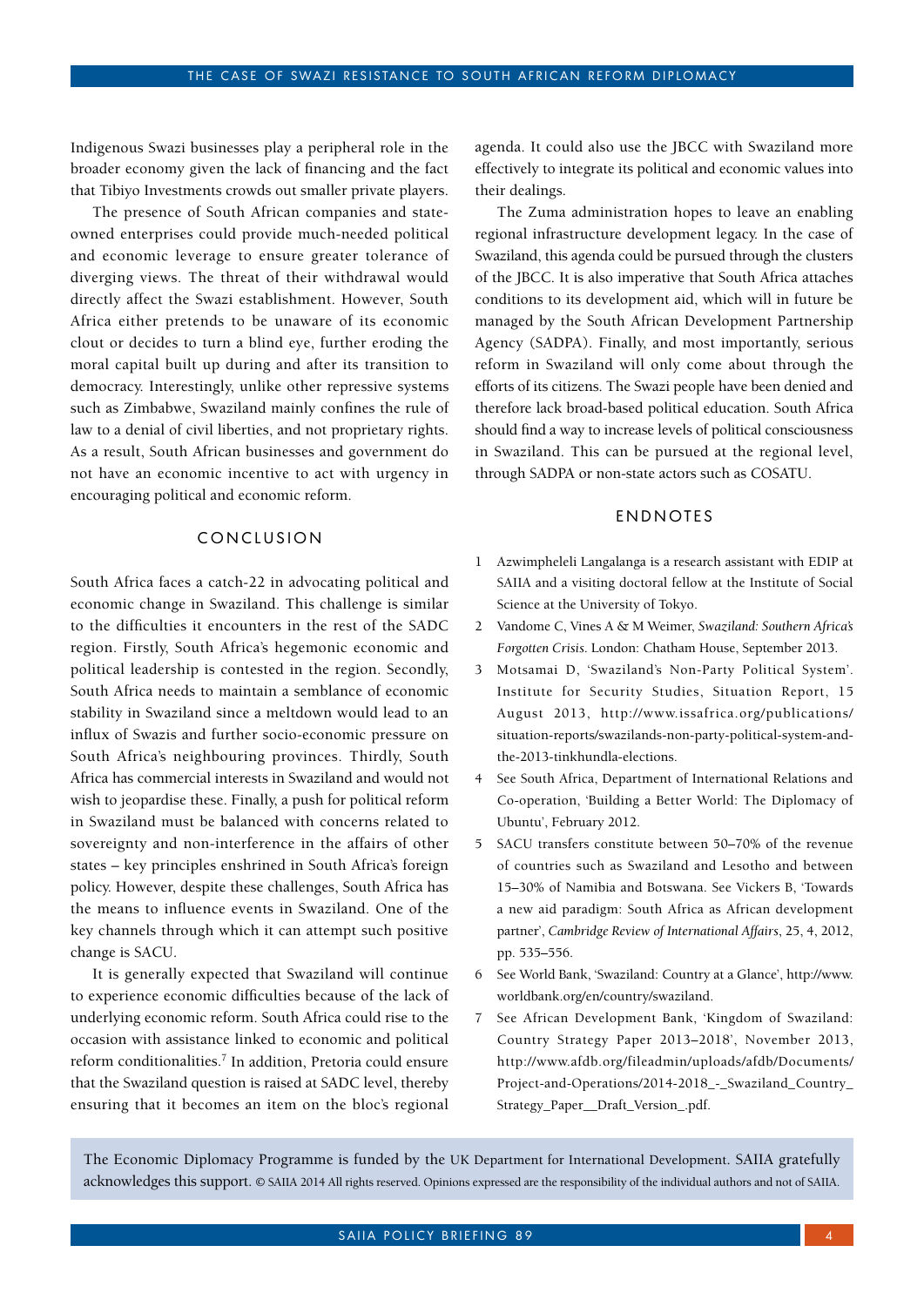Indigenous Swazi businesses play a peripheral role in the broader economy given the lack of financing and the fact that Tibiyo Investments crowds out smaller private players.

The presence of South African companies and state-owned enterprises could provide much-needed political and economic leverage to ensure greater tolerance of diverging views. The threat of their withdrawal would directly affect the Swazi establishment. However, South Africa either pretends to be unaware of its economic clout or decides to turn a blind eye, further eroding the moral capital built up during and after its transition to democracy. Interestingly, unlike other repressive systems such as Zimbabwe, Swaziland mainly confines the rule of law to a denial of civil liberties, and not proprietary rights. As a result, South African businesses and government do not have an economic incentive to act with urgency in encouraging political and economic reform.

## CONCLUSION

South Africa faces a catch-22 in advocating political and economic change in Swaziland. This challenge is similar to the difficulties it encounters in the rest of the SADC region. Firstly, South Africa's hegemonic economic and political leadership is contested in the region. Secondly, South Africa needs to maintain a semblance of economic stability in Swaziland since a meltdown would lead to an influx of Swazis and further socio-economic pressure on South Africa's neighbouring provinces. Thirdly, South Africa has commercial interests in Swaziland and would not wish to jeopardise these. Finally, a push for political reform in Swaziland must be balanced with concerns related to sovereignty and non-interference in the affairs of other states – key principles enshrined in South Africa's foreign policy. However, despite these challenges, South Africa has the means to influence events in Swaziland. One of the key channels through which it can attempt such positive change is SACU.

It is generally expected that Swaziland will continue to experience economic difficulties because of the lack of underlying economic reform. South Africa could rise to the occasion with assistance linked to economic and political reform conditionalities.[7] In addition, Pretoria could ensure that the Swaziland question is raised at SADC level, thereby ensuring that it becomes an item on the bloc's regional agenda. It could also use the JBCC with Swaziland more effectively to integrate its political and economic values into their dealings.

The Zuma administration hopes to leave an enabling regional infrastructure development legacy. In the case of Swaziland, this agenda could be pursued through the clusters of the JBCC. It is also imperative that South Africa attaches conditions to its development aid, which will in future be managed by the South African Development Partnership Agency (SADPA). Finally, and most importantly, serious reform in Swaziland will only come about through the efforts of its citizens. The Swazi people have been denied and therefore lack broad-based political education. South Africa should find a way to increase levels of political consciousness in Swaziland. This can be pursued at the regional level, through SADPA or non-state actors such as COSATU.

## ENDNOTES

1. Azwimpheleli Langalanga is a research assistant with EDIP at SAIIA and a visiting doctoral fellow at the Institute of Social Science at the University of Tokyo.
2. Vandome C, Vines A & M Weimer, *Swaziland: Southern Africa's Forgotten Crisis*. London: Chatham House, September 2013.
3. Motsamai D, 'Swaziland's Non-Party Political System'. Institute for Security Studies, Situation Report, 15 August 2013, http://www.issafrica.org/publications/situation-reports/swazilands-non-party-political-system-and-the-2013-tinkhundla-elections.
4. See South Africa, Department of International Relations and Co-operation, 'Building a Better World: The Diplomacy of Ubuntu', February 2012.
5. SACU transfers constitute between 50–70% of the revenue of countries such as Swaziland and Lesotho and between 15–30% of Namibia and Botswana. See Vickers B, 'Towards a new aid paradigm: South Africa as African development partner', *Cambridge Review of International Affairs*, 25, 4, 2012, pp. 535–556.
6. See World Bank, 'Swaziland: Country at a Glance', http://www.worldbank.org/en/country/swaziland.
7. See African Development Bank, 'Kingdom of Swaziland: Country Strategy Paper 2013–2018', November 2013, http://www.afdb.org/fileadmin/uploads/afdb/Documents/Project-and-Operations/2014-2018_-_Swaziland_Country_Strategy_Paper__Draft_Version_.pdf.

The Economic Diplomacy Programme is funded by the UK Department for International Development. SAIIA gratefully acknowledges this support. © SAIIA 2014 All rights reserved. Opinions expressed are the responsibility of the individual authors and not of SAIIA.